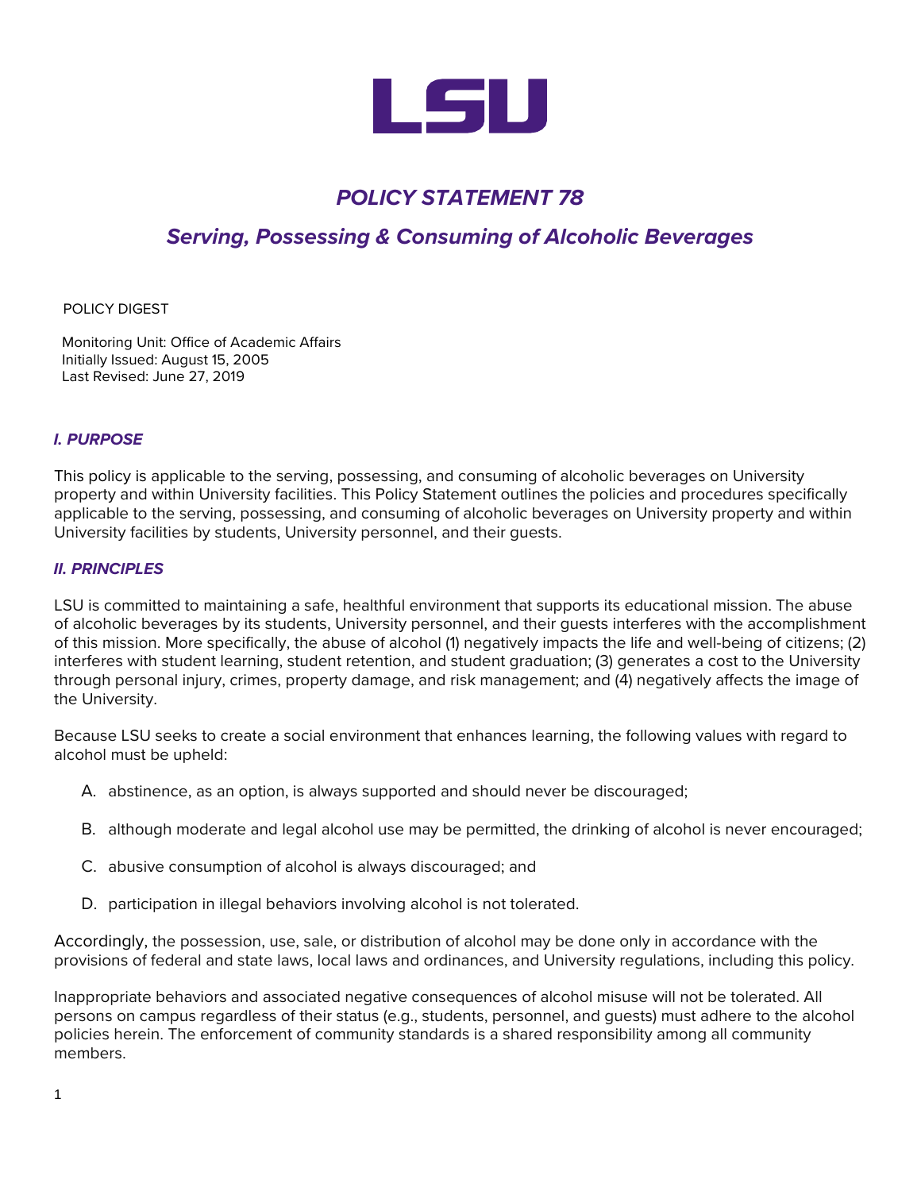LSU

# *POLICY STATEMENT 78*

## *Serving, Possessing & Consuming of Alcoholic Beverages*

POLICY DIGEST

Monitoring Unit: Office of Academic Affairs
Initially Issued: August 15, 2005
Last Revised: June 27, 2019

### *I. PURPOSE*

This policy is applicable to the serving, possessing, and consuming of alcoholic beverages on University property and within University facilities. This Policy Statement outlines the policies and procedures specifically applicable to the serving, possessing, and consuming of alcoholic beverages on University property and within University facilities by students, University personnel, and their guests.

### *II. PRINCIPLES*

LSU is committed to maintaining a safe, healthful environment that supports its educational mission. The abuse of alcoholic beverages by its students, University personnel, and their guests interferes with the accomplishment of this mission. More specifically, the abuse of alcohol (1) negatively impacts the life and well-being of citizens; (2) interferes with student learning, student retention, and student graduation; (3) generates a cost to the University through personal injury, crimes, property damage, and risk management; and (4) negatively affects the image of the University.

Because LSU seeks to create a social environment that enhances learning, the following values with regard to alcohol must be upheld:

A. abstinence, as an option, is always supported and should never be discouraged;

B. although moderate and legal alcohol use may be permitted, the drinking of alcohol is never encouraged;

C. abusive consumption of alcohol is always discouraged; and

D. participation in illegal behaviors involving alcohol is not tolerated.

Accordingly, the possession, use, sale, or distribution of alcohol may be done only in accordance with the provisions of federal and state laws, local laws and ordinances, and University regulations, including this policy.

Inappropriate behaviors and associated negative consequences of alcohol misuse will not be tolerated. All persons on campus regardless of their status (e.g., students, personnel, and guests) must adhere to the alcohol policies herein. The enforcement of community standards is a shared responsibility among all community members.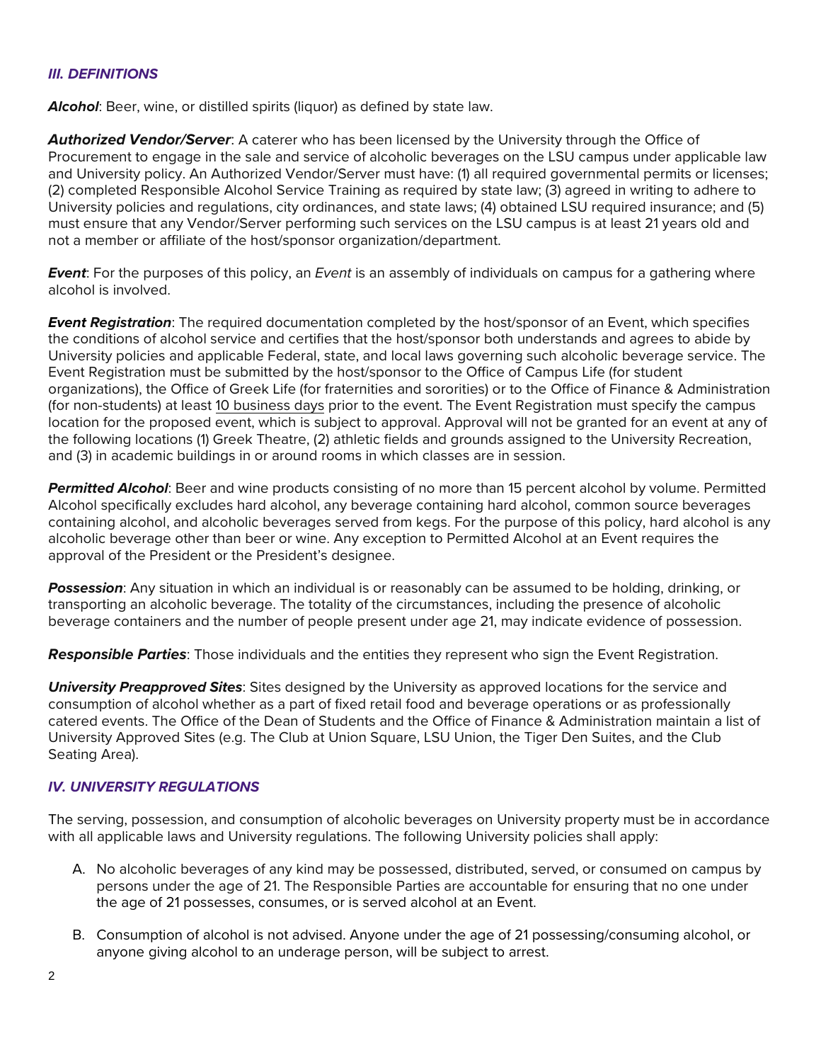### *III. DEFINITIONS*

***Alcohol***: Beer, wine, or distilled spirits (liquor) as defined by state law.

***Authorized Vendor/Server***: A caterer who has been licensed by the University through the Office of Procurement to engage in the sale and service of alcoholic beverages on the LSU campus under applicable law and University policy. An Authorized Vendor/Server must have: (1) all required governmental permits or licenses; (2) completed Responsible Alcohol Service Training as required by state law; (3) agreed in writing to adhere to University policies and regulations, city ordinances, and state laws; (4) obtained LSU required insurance; and (5) must ensure that any Vendor/Server performing such services on the LSU campus is at least 21 years old and not a member or affiliate of the host/sponsor organization/department.

***Event***: For the purposes of this policy, an *Event* is an assembly of individuals on campus for a gathering where alcohol is involved.

***Event Registration***: The required documentation completed by the host/sponsor of an Event, which specifies the conditions of alcohol service and certifies that the host/sponsor both understands and agrees to abide by University policies and applicable Federal, state, and local laws governing such alcoholic beverage service. The Event Registration must be submitted by the host/sponsor to the Office of Campus Life (for student organizations), the Office of Greek Life (for fraternities and sororities) or to the Office of Finance & Administration (for non-students) at least 10 business days prior to the event. The Event Registration must specify the campus location for the proposed event, which is subject to approval. Approval will not be granted for an event at any of the following locations (1) Greek Theatre, (2) athletic fields and grounds assigned to the University Recreation, and (3) in academic buildings in or around rooms in which classes are in session.

***Permitted Alcohol***: Beer and wine products consisting of no more than 15 percent alcohol by volume. Permitted Alcohol specifically excludes hard alcohol, any beverage containing hard alcohol, common source beverages containing alcohol, and alcoholic beverages served from kegs. For the purpose of this policy, hard alcohol is any alcoholic beverage other than beer or wine. Any exception to Permitted Alcohol at an Event requires the approval of the President or the President's designee.

***Possession***: Any situation in which an individual is or reasonably can be assumed to be holding, drinking, or transporting an alcoholic beverage. The totality of the circumstances, including the presence of alcoholic beverage containers and the number of people present under age 21, may indicate evidence of possession.

***Responsible Parties***: Those individuals and the entities they represent who sign the Event Registration.

***University Preapproved Sites***: Sites designed by the University as approved locations for the service and consumption of alcohol whether as a part of fixed retail food and beverage operations or as professionally catered events. The Office of the Dean of Students and the Office of Finance & Administration maintain a list of University Approved Sites (e.g. The Club at Union Square, LSU Union, the Tiger Den Suites, and the Club Seating Area).

### *IV. UNIVERSITY REGULATIONS*

The serving, possession, and consumption of alcoholic beverages on University property must be in accordance with all applicable laws and University regulations. The following University policies shall apply:

A. No alcoholic beverages of any kind may be possessed, distributed, served, or consumed on campus by persons under the age of 21. The Responsible Parties are accountable for ensuring that no one under the age of 21 possesses, consumes, or is served alcohol at an Event.

B. Consumption of alcohol is not advised. Anyone under the age of 21 possessing/consuming alcohol, or anyone giving alcohol to an underage person, will be subject to arrest.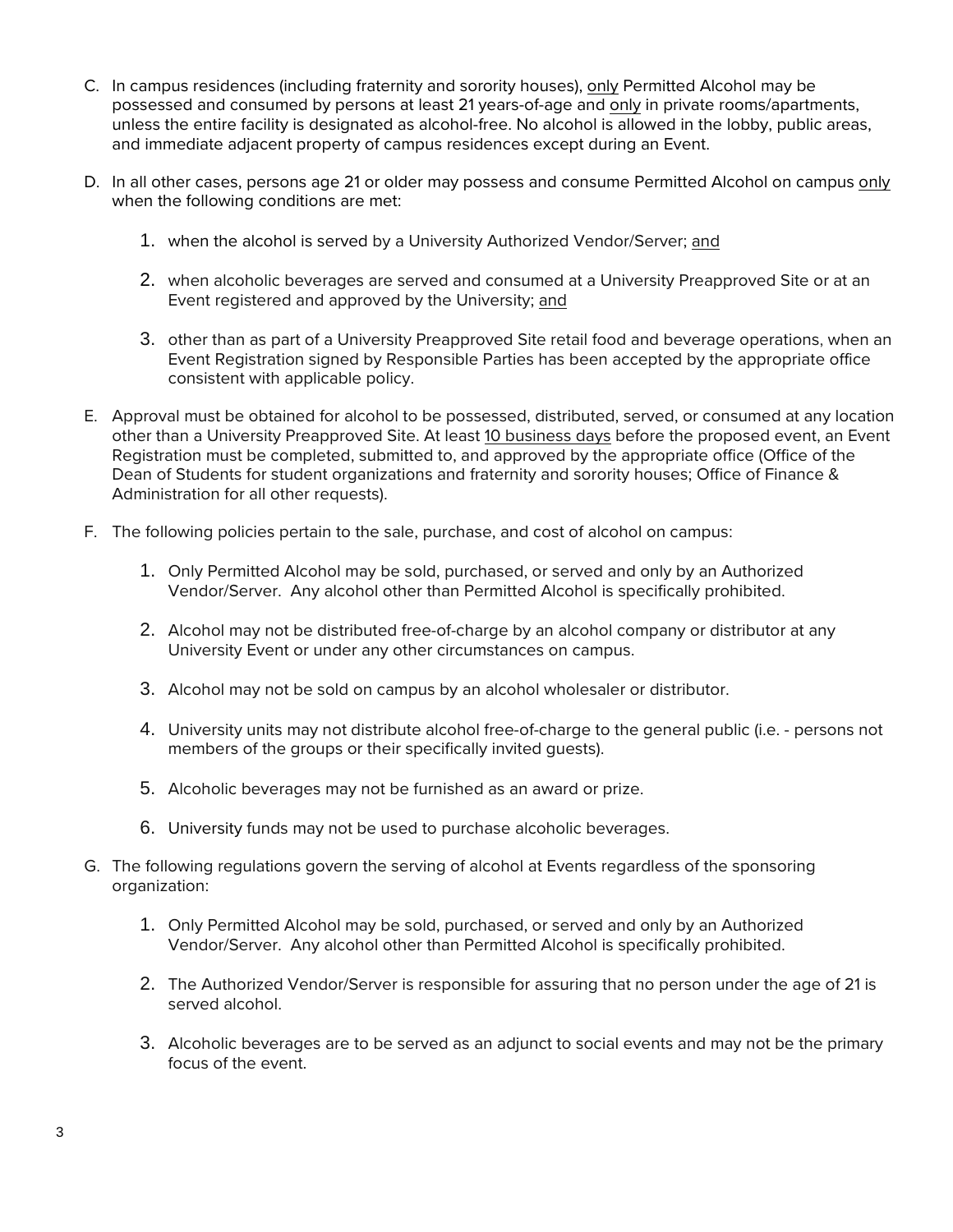C. In campus residences (including fraternity and sorority houses), <u>only</u> Permitted Alcohol may be possessed and consumed by persons at least 21 years-of-age and <u>only</u> in private rooms/apartments, unless the entire facility is designated as alcohol-free. No alcohol is allowed in the lobby, public areas, and immediate adjacent property of campus residences except during an Event.

D. In all other cases, persons age 21 or older may possess and consume Permitted Alcohol on campus <u>only</u> when the following conditions are met:

   1. when the alcohol is served by a University Authorized Vendor/Server; <u>and</u>

   2. when alcoholic beverages are served and consumed at a University Preapproved Site or at an Event registered and approved by the University; <u>and</u>

   3. other than as part of a University Preapproved Site retail food and beverage operations, when an Event Registration signed by Responsible Parties has been accepted by the appropriate office consistent with applicable policy.

E. Approval must be obtained for alcohol to be possessed, distributed, served, or consumed at any location other than a University Preapproved Site. At least <u>10 business days</u> before the proposed event, an Event Registration must be completed, submitted to, and approved by the appropriate office (Office of the Dean of Students for student organizations and fraternity and sorority houses; Office of Finance & Administration for all other requests).

F. The following policies pertain to the sale, purchase, and cost of alcohol on campus:

   1. Only Permitted Alcohol may be sold, purchased, or served and only by an Authorized Vendor/Server. Any alcohol other than Permitted Alcohol is specifically prohibited.

   2. Alcohol may not be distributed free-of-charge by an alcohol company or distributor at any University Event or under any other circumstances on campus.

   3. Alcohol may not be sold on campus by an alcohol wholesaler or distributor.

   4. University units may not distribute alcohol free-of-charge to the general public (i.e. - persons not members of the groups or their specifically invited guests).

   5. Alcoholic beverages may not be furnished as an award or prize.

   6. University funds may not be used to purchase alcoholic beverages.

G. The following regulations govern the serving of alcohol at Events regardless of the sponsoring organization:

   1. Only Permitted Alcohol may be sold, purchased, or served and only by an Authorized Vendor/Server. Any alcohol other than Permitted Alcohol is specifically prohibited.

   2. The Authorized Vendor/Server is responsible for assuring that no person under the age of 21 is served alcohol.

   3. Alcoholic beverages are to be served as an adjunct to social events and may not be the primary focus of the event.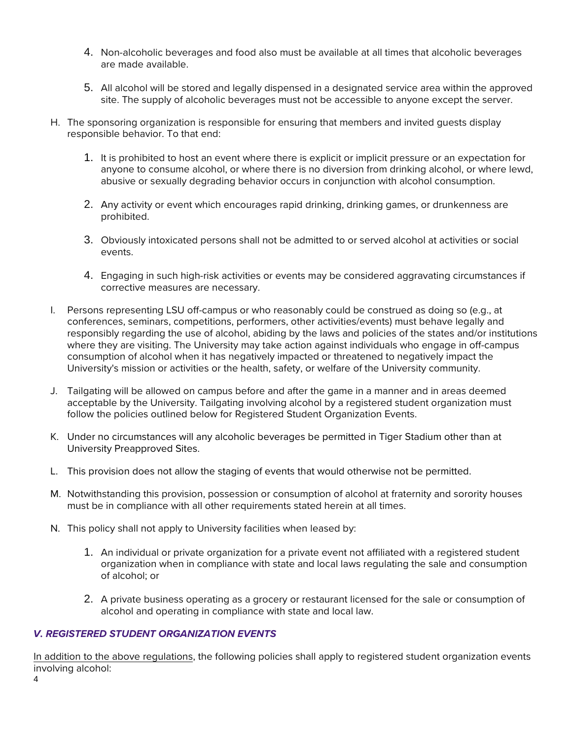4. Non-alcoholic beverages and food also must be available at all times that alcoholic beverages are made available.

5. All alcohol will be stored and legally dispensed in a designated service area within the approved site. The supply of alcoholic beverages must not be accessible to anyone except the server.

H. The sponsoring organization is responsible for ensuring that members and invited guests display responsible behavior. To that end:

1. It is prohibited to host an event where there is explicit or implicit pressure or an expectation for anyone to consume alcohol, or where there is no diversion from drinking alcohol, or where lewd, abusive or sexually degrading behavior occurs in conjunction with alcohol consumption.

2. Any activity or event which encourages rapid drinking, drinking games, or drunkenness are prohibited.

3. Obviously intoxicated persons shall not be admitted to or served alcohol at activities or social events.

4. Engaging in such high-risk activities or events may be considered aggravating circumstances if corrective measures are necessary.

I. Persons representing LSU off-campus or who reasonably could be construed as doing so (e.g., at conferences, seminars, competitions, performers, other activities/events) must behave legally and responsibly regarding the use of alcohol, abiding by the laws and policies of the states and/or institutions where they are visiting. The University may take action against individuals who engage in off-campus consumption of alcohol when it has negatively impacted or threatened to negatively impact the University's mission or activities or the health, safety, or welfare of the University community.

J. Tailgating will be allowed on campus before and after the game in a manner and in areas deemed acceptable by the University. Tailgating involving alcohol by a registered student organization must follow the policies outlined below for Registered Student Organization Events.

K. Under no circumstances will any alcoholic beverages be permitted in Tiger Stadium other than at University Preapproved Sites.

L. This provision does not allow the staging of events that would otherwise not be permitted.

M. Notwithstanding this provision, possession or consumption of alcohol at fraternity and sorority houses must be in compliance with all other requirements stated herein at all times.

N. This policy shall not apply to University facilities when leased by:

1. An individual or private organization for a private event not affiliated with a registered student organization when in compliance with state and local laws regulating the sale and consumption of alcohol; or

2. A private business operating as a grocery or restaurant licensed for the sale or consumption of alcohol and operating in compliance with state and local law.

### *V. REGISTERED STUDENT ORGANIZATION EVENTS*

In addition to the above regulations, the following policies shall apply to registered student organization events involving alcohol: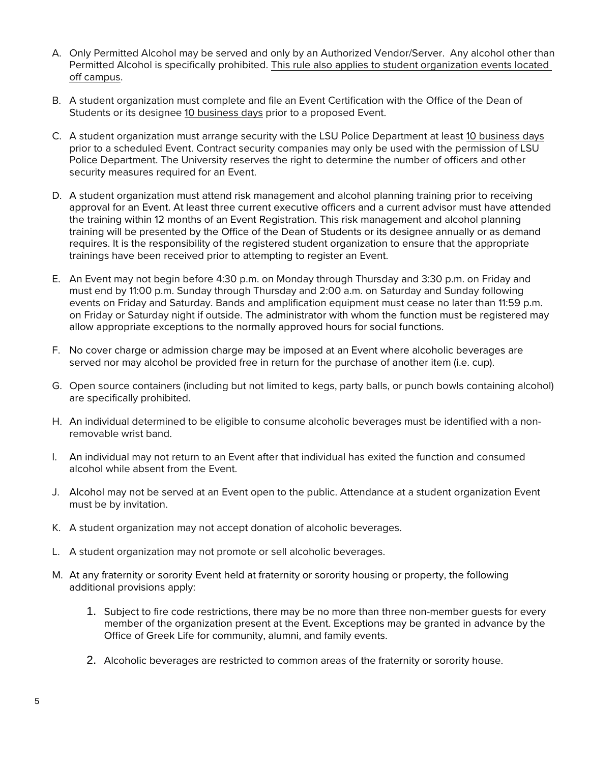A. Only Permitted Alcohol may be served and only by an Authorized Vendor/Server. Any alcohol other than Permitted Alcohol is specifically prohibited. <u>This rule also applies to student organization events located off campus</u>.

B. A student organization must complete and file an Event Certification with the Office of the Dean of Students or its designee <u>10 business days</u> prior to a proposed Event.

C. A student organization must arrange security with the LSU Police Department at least <u>10 business days</u> prior to a scheduled Event. Contract security companies may only be used with the permission of LSU Police Department. The University reserves the right to determine the number of officers and other security measures required for an Event.

D. A student organization must attend risk management and alcohol planning training prior to receiving approval for an Event. At least three current executive officers and a current advisor must have attended the training within 12 months of an Event Registration. This risk management and alcohol planning training will be presented by the Office of the Dean of Students or its designee annually or as demand requires. It is the responsibility of the registered student organization to ensure that the appropriate trainings have been received prior to attempting to register an Event.

E. An Event may not begin before 4:30 p.m. on Monday through Thursday and 3:30 p.m. on Friday and must end by 11:00 p.m. Sunday through Thursday and 2:00 a.m. on Saturday and Sunday following events on Friday and Saturday. Bands and amplification equipment must cease no later than 11:59 p.m. on Friday or Saturday night if outside. The administrator with whom the function must be registered may allow appropriate exceptions to the normally approved hours for social functions.

F. No cover charge or admission charge may be imposed at an Event where alcoholic beverages are served nor may alcohol be provided free in return for the purchase of another item (i.e. cup).

G. Open source containers (including but not limited to kegs, party balls, or punch bowls containing alcohol) are specifically prohibited.

H. An individual determined to be eligible to consume alcoholic beverages must be identified with a non-removable wrist band.

I. An individual may not return to an Event after that individual has exited the function and consumed alcohol while absent from the Event.

J. Alcohol may not be served at an Event open to the public. Attendance at a student organization Event must be by invitation.

K. A student organization may not accept donation of alcoholic beverages.

L. A student organization may not promote or sell alcoholic beverages.

M. At any fraternity or sorority Event held at fraternity or sorority housing or property, the following additional provisions apply:

    1. Subject to fire code restrictions, there may be no more than three non-member guests for every member of the organization present at the Event. Exceptions may be granted in advance by the Office of Greek Life for community, alumni, and family events.

    2. Alcoholic beverages are restricted to common areas of the fraternity or sorority house.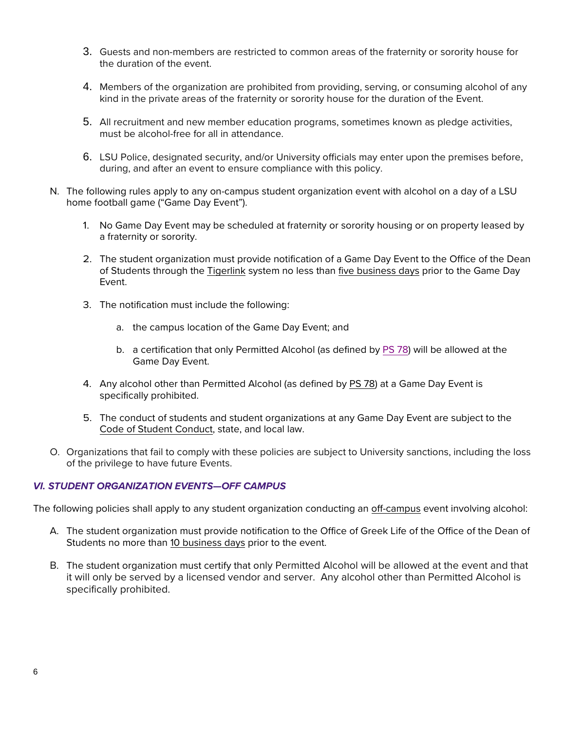3. Guests and non-members are restricted to common areas of the fraternity or sorority house for the duration of the event.

4. Members of the organization are prohibited from providing, serving, or consuming alcohol of any kind in the private areas of the fraternity or sorority house for the duration of the Event.

5. All recruitment and new member education programs, sometimes known as pledge activities, must be alcohol-free for all in attendance.

6. LSU Police, designated security, and/or University officials may enter upon the premises before, during, and after an event to ensure compliance with this policy.

N. The following rules apply to any on-campus student organization event with alcohol on a day of a LSU home football game ("Game Day Event").

   1. No Game Day Event may be scheduled at fraternity or sorority housing or on property leased by a fraternity or sorority.

   2. The student organization must provide notification of a Game Day Event to the Office of the Dean of Students through the Tigerlink system no less than five business days prior to the Game Day Event.

   3. The notification must include the following:

      a. the campus location of the Game Day Event; and

      b. a certification that only Permitted Alcohol (as defined by PS 78) will be allowed at the Game Day Event.

   4. Any alcohol other than Permitted Alcohol (as defined by PS 78) at a Game Day Event is specifically prohibited.

   5. The conduct of students and student organizations at any Game Day Event are subject to the Code of Student Conduct, state, and local law.

O. Organizations that fail to comply with these policies are subject to University sanctions, including the loss of the privilege to have future Events.

### *VI. STUDENT ORGANIZATION EVENTS—OFF CAMPUS*

The following policies shall apply to any student organization conducting an off-campus event involving alcohol:

A. The student organization must provide notification to the Office of Greek Life of the Office of the Dean of Students no more than 10 business days prior to the event.

B. The student organization must certify that only Permitted Alcohol will be allowed at the event and that it will only be served by a licensed vendor and server. Any alcohol other than Permitted Alcohol is specifically prohibited.